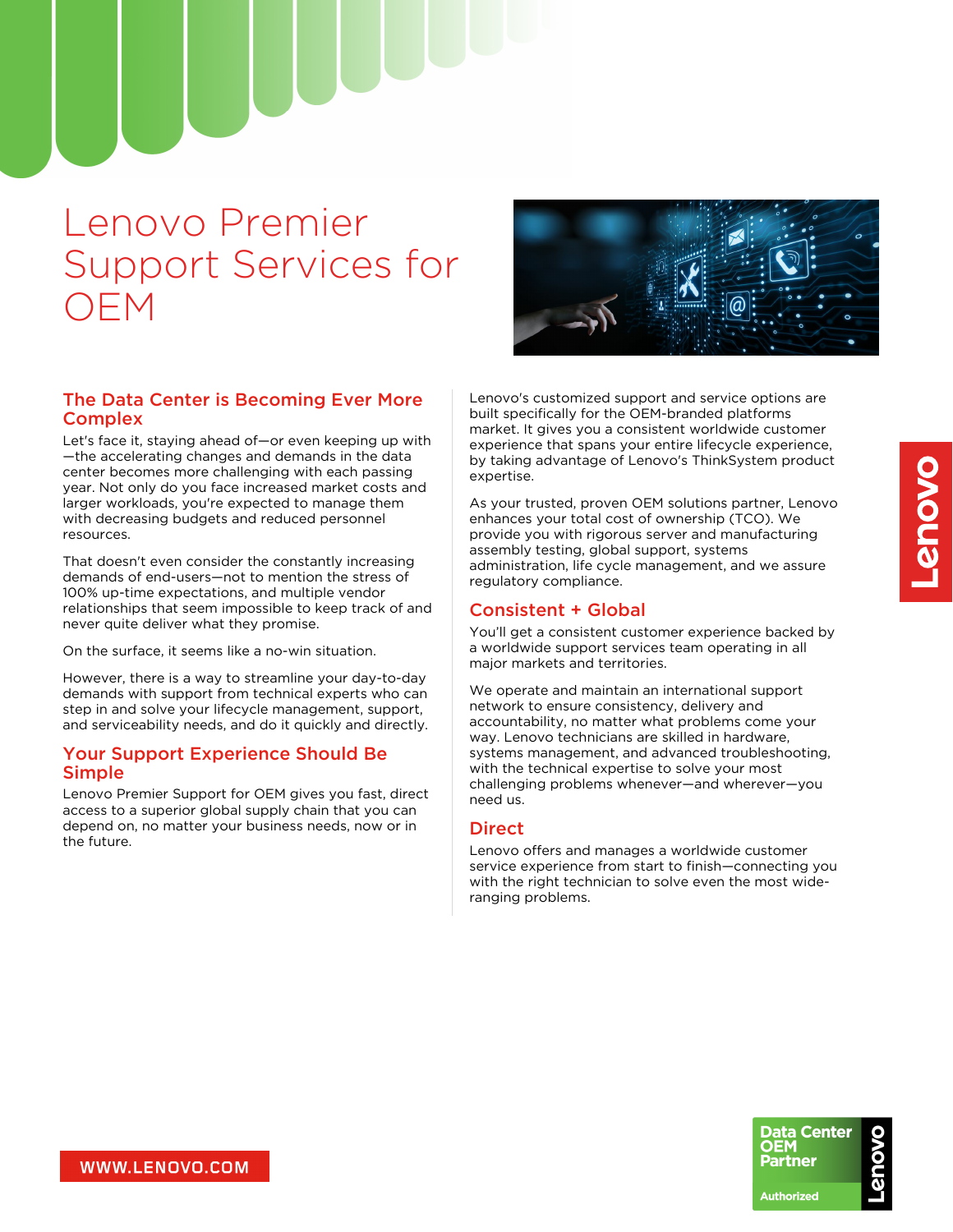# Lenovo Premier Support Services for OEM

## The Data Center is Becoming Ever More Complex

Let's face it, staying ahead of—or even keeping up with—the accelerating changes and demands in the data center becomes more challenging with each passing year. Not only do you face increased market costs and larger workloads, you're expected to manage them with decreasing budgets and reduced personnel resources.

That doesn't even consider the constantly increasing demands of end-users—not to mention the stress of 100% up-time expectations, and multiple vendor relationships that seem impossible to keep track of and never quite deliver what they promise.

On the surface, it seems like a no-win situation.

However, there is a way to streamline your day-to-day demands with support from technical experts who can step in and solve your lifecycle management, support, and serviceability needs, and do it quickly and directly.

## Your Support Experience Should Be Simple

Lenovo Premier Support for OEM gives you fast, direct access to a superior global supply chain that you can depend on, no matter your business needs, now or in the future.

Lenovo's customized support and service options are built specifically for the OEM-branded platforms market. It gives you a consistent worldwide customer experience that spans your entire lifecycle experience, by taking advantage of Lenovo's ThinkSystem product expertise.

As your trusted, proven OEM solutions partner, Lenovo enhances your total cost of ownership (TCO). We provide you with rigorous server and manufacturing assembly testing, global support, systems administration, life cycle management, and we assure regulatory compliance.

## Consistent + Global

You'll get a consistent customer experience backed by a worldwide support services team operating in all major markets and territories.

We operate and maintain an international support network to ensure consistency, delivery and accountability, no matter what problems come your way. Lenovo technicians are skilled in hardware, systems management, and advanced troubleshooting, with the technical expertise to solve your most challenging problems whenever—and wherever—you need us.

## Direct

Lenovo offers and manages a worldwide customer service experience from start to finish—connecting you with the right technician to solve even the most wide-ranging problems.

WWW.LENOVO.COM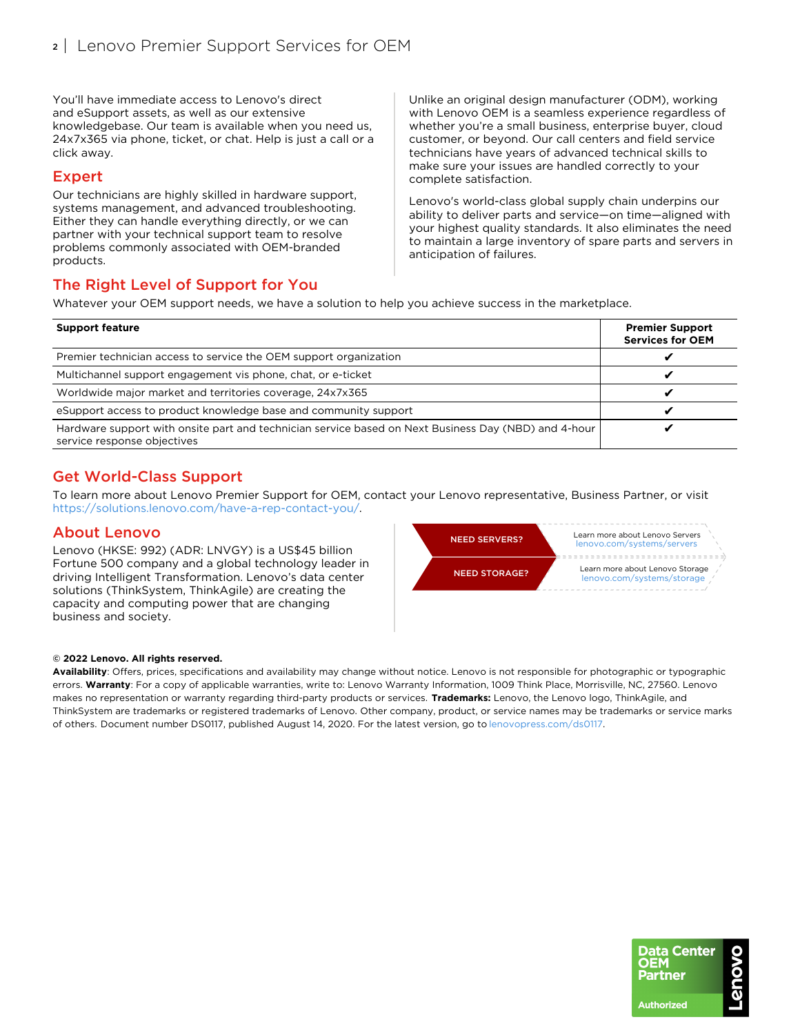You'll have immediate access to Lenovo's direct and eSupport assets, as well as our extensive knowledgebase. Our team is available when you need us, 24x7x365 via phone, ticket, or chat. Help is just a call or a click away.

## Expert

Our technicians are highly skilled in hardware support, systems management, and advanced troubleshooting. Either they can handle everything directly, or we can partner with your technical support team to resolve problems commonly associated with OEM-branded products.

Unlike an original design manufacturer (ODM), working with Lenovo OEM is a seamless experience regardless of whether you're a small business, enterprise buyer, cloud customer, or beyond. Our call centers and field service technicians have years of advanced technical skills to make sure your issues are handled correctly to your complete satisfaction.

Lenovo's world-class global supply chain underpins our ability to deliver parts and service—on time—aligned with your highest quality standards. It also eliminates the need to maintain a large inventory of spare parts and servers in anticipation of failures.

## The Right Level of Support for You

Whatever your OEM support needs, we have a solution to help you achieve success in the marketplace.

| Support feature | Premier Support Services for OEM |
|---|---|
| Premier technician access to service the OEM support organization | ✔ |
| Multichannel support engagement vis phone, chat, or e-ticket | ✔ |
| Worldwide major market and territories coverage, 24x7x365 | ✔ |
| eSupport access to product knowledge base and community support | ✔ |
| Hardware support with onsite part and technician service based on Next Business Day (NBD) and 4-hour service response objectives | ✔ |

## Get World-Class Support

To learn more about Lenovo Premier Support for OEM, contact your Lenovo representative, Business Partner, or visit https://solutions.lenovo.com/have-a-rep-contact-you/.

## About Lenovo

Lenovo (HKSE: 992) (ADR: LNVGY) is a US$45 billion Fortune 500 company and a global technology leader in driving Intelligent Transformation. Lenovo's data center solutions (ThinkSystem, ThinkAgile) are creating the capacity and computing power that are changing business and society.

NEED SERVERS? Learn more about Lenovo Servers lenovo.com/systems/servers

NEED STORAGE? Learn more about Lenovo Storage lenovo.com/systems/storage

**© 2022 Lenovo. All rights reserved.**

**Availability**: Offers, prices, specifications and availability may change without notice. Lenovo is not responsible for photographic or typographic errors. **Warranty**: For a copy of applicable warranties, write to: Lenovo Warranty Information, 1009 Think Place, Morrisville, NC, 27560. Lenovo makes no representation or warranty regarding third-party products or services. **Trademarks:** Lenovo, the Lenovo logo, ThinkAgile, and ThinkSystem are trademarks or registered trademarks of Lenovo. Other company, product, or service names may be trademarks or service marks of others. Document number DS0117, published August 14, 2020. For the latest version, go to lenovopress.com/ds0117.

Data Center OEM Partner Authorized Lenovo